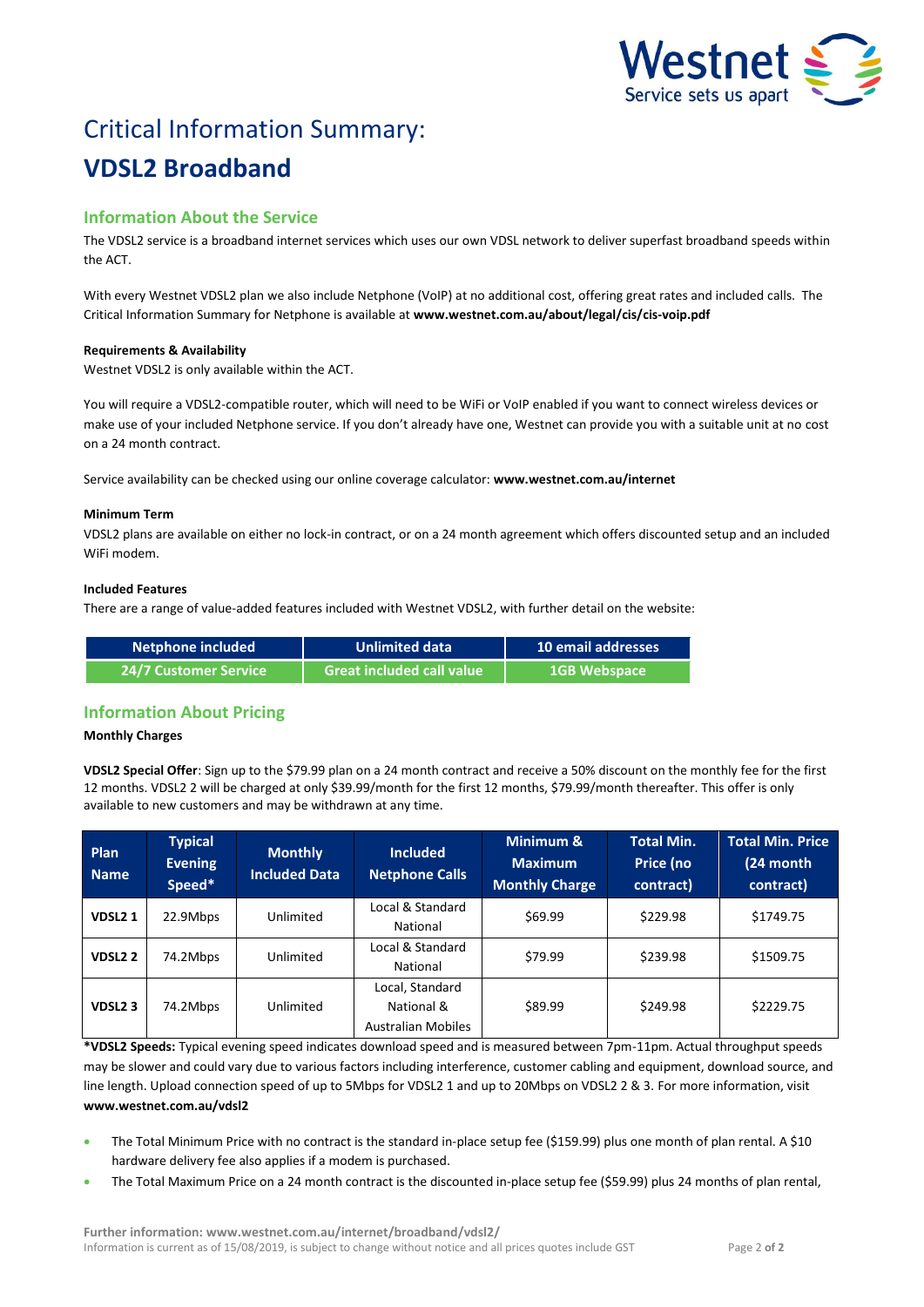# Critical Information Summary:

# VDSL2 Broadband

## Information About the Service

The VDSL2 service is a broadband internet services which uses our own VDSL network to deliver superfast broadband speeds within the ACT.

With every Westnet VDSL2 plan we also include Netphone (VoIP) at no additional cost, offering great rates and included calls. The Critical Information Summary for Netphone is available at **www.westnet.com.au/about/legal/cis/cis-voip.pdf**

**Requirements & Availability**

Westnet VDSL2 is only available within the ACT.

You will require a VDSL2-compatible router, which will need to be WiFi or VoIP enabled if you want to connect wireless devices or make use of your included Netphone service. If you don't already have one, Westnet can provide you with a suitable unit at no cost on a 24 month contract.

Service availability can be checked using our online coverage calculator: **www.westnet.com.au/internet**

**Minimum Term**

VDSL2 plans are available on either no lock-in contract, or on a 24 month agreement which offers discounted setup and an included WiFi modem.

**Included Features**

There are a range of value-added features included with Westnet VDSL2, with further detail on the website:

| Netphone included | Unlimited data | 10 email addresses |
|---|---|---|
| 24/7 Customer Service | Great included call value | 1GB Webspace |

## Information About Pricing

**Monthly Charges**

**VDSL2 Special Offer**: Sign up to the $79.99 plan on a 24 month contract and receive a 50% discount on the monthly fee for the first 12 months. VDSL2 2 will be charged at only $39.99/month for the first 12 months, $79.99/month thereafter. This offer is only available to new customers and may be withdrawn at any time.

| Plan Name | Typical Evening Speed* | Monthly Included Data | Included Netphone Calls | Minimum & Maximum Monthly Charge | Total Min. Price (no contract) | Total Min. Price (24 month contract) |
|---|---|---|---|---|---|---|
| **VDSL2 1** | 22.9Mbps | Unlimited | Local & Standard National | $69.99 | $229.98 | $1749.75 |
| **VDSL2 2** | 74.2Mbps | Unlimited | Local & Standard National | $79.99 | $239.98 | $1509.75 |
| **VDSL2 3** | 74.2Mbps | Unlimited | Local, Standard National & Australian Mobiles | $89.99 | $249.98 | $2229.75 |

***VDSL2 Speeds:** Typical evening speed indicates download speed and is measured between 7pm-11pm. Actual throughput speeds may be slower and could vary due to various factors including interference, customer cabling and equipment, download source, and line length. Upload connection speed of up to 5Mbps for VDSL2 1 and up to 20Mbps on VDSL2 2 & 3. For more information, visit **www.westnet.com.au/vdsl2**

- The Total Minimum Price with no contract is the standard in-place setup fee ($159.99) plus one month of plan rental. A $10 hardware delivery fee also applies if a modem is purchased.
- The Total Maximum Price on a 24 month contract is the discounted in-place setup fee ($59.99) plus 24 months of plan rental,

**Further information: www.westnet.com.au/internet/broadband/vdsl2/**

Information is current as of 15/08/2019, is subject to change without notice and all prices quotes include GST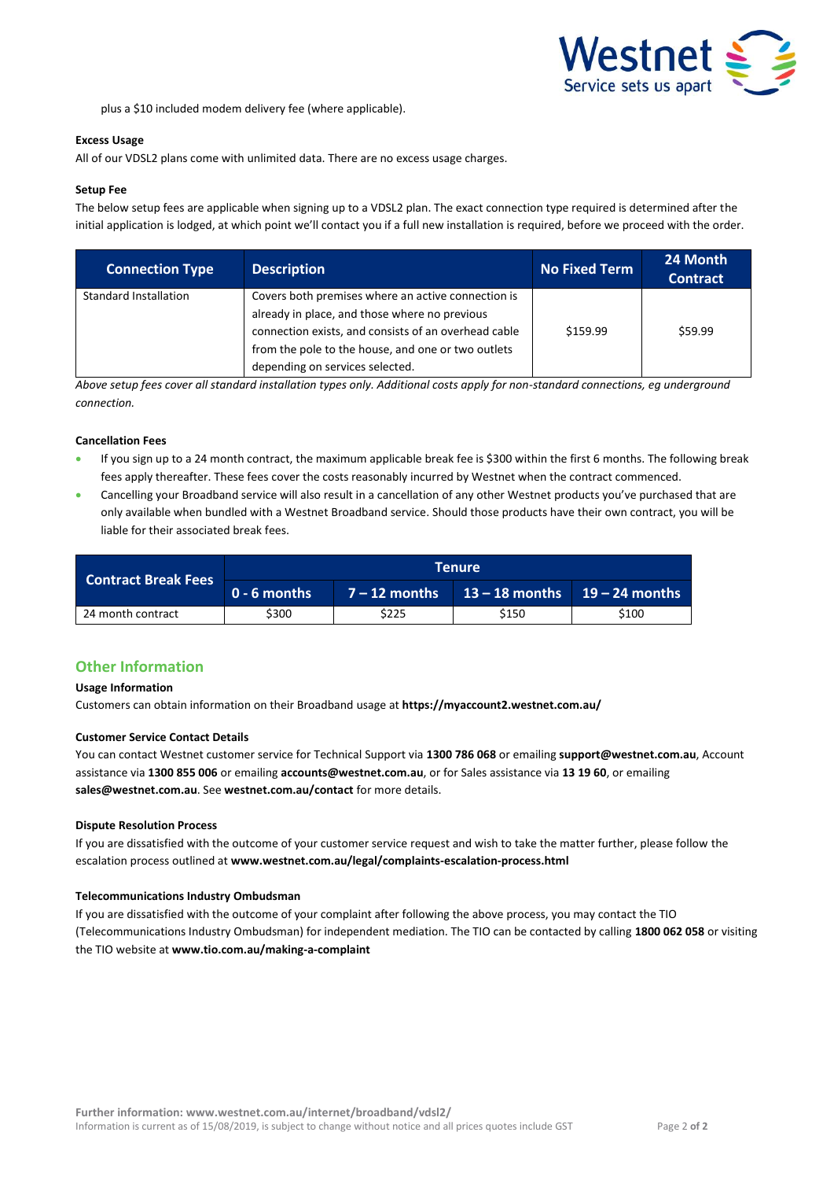plus a $10 included modem delivery fee (where applicable).

**Excess Usage**

All of our VDSL2 plans come with unlimited data. There are no excess usage charges.

**Setup Fee**

The below setup fees are applicable when signing up to a VDSL2 plan. The exact connection type required is determined after the initial application is lodged, at which point we'll contact you if a full new installation is required, before we proceed with the order.

| Connection Type | Description | No Fixed Term | 24 Month Contract |
|---|---|---|---|
| Standard Installation | Covers both premises where an active connection is already in place, and those where no previous connection exists, and consists of an overhead cable from the pole to the house, and one or two outlets depending on services selected. | $159.99 | $59.99 |

*Above setup fees cover all standard installation types only. Additional costs apply for non-standard connections, eg underground connection.*

**Cancellation Fees**

- If you sign up to a 24 month contract, the maximum applicable break fee is $300 within the first 6 months. The following break fees apply thereafter. These fees cover the costs reasonably incurred by Westnet when the contract commenced.
- Cancelling your Broadband service will also result in a cancellation of any other Westnet products you've purchased that are only available when bundled with a Westnet Broadband service. Should those products have their own contract, you will be liable for their associated break fees.

| Contract Break Fees | Tenure | | | |
|---|---|---|---|---|
| | 0 - 6 months | 7 – 12 months | 13 – 18 months | 19 – 24 months |
| 24 month contract | $300 | $225 | $150 | $100 |

## Other Information

**Usage Information**

Customers can obtain information on their Broadband usage at **https://myaccount2.westnet.com.au/**

**Customer Service Contact Details**

You can contact Westnet customer service for Technical Support via **1300 786 068** or emailing **support@westnet.com.au**, Account assistance via **1300 855 006** or emailing **accounts@westnet.com.au**, or for Sales assistance via **13 19 60**, or emailing **sales@westnet.com.au**. See **westnet.com.au/contact** for more details.

**Dispute Resolution Process**

If you are dissatisfied with the outcome of your customer service request and wish to take the matter further, please follow the escalation process outlined at **www.westnet.com.au/legal/complaints-escalation-process.html**

**Telecommunications Industry Ombudsman**

If you are dissatisfied with the outcome of your complaint after following the above process, you may contact the TIO (Telecommunications Industry Ombudsman) for independent mediation. The TIO can be contacted by calling **1800 062 058** or visiting the TIO website at **www.tio.com.au/making-a-complaint**

**Further information: www.westnet.com.au/internet/broadband/vdsl2/**
Information is current as of 15/08/2019, is subject to change without notice and all prices quotes include GST